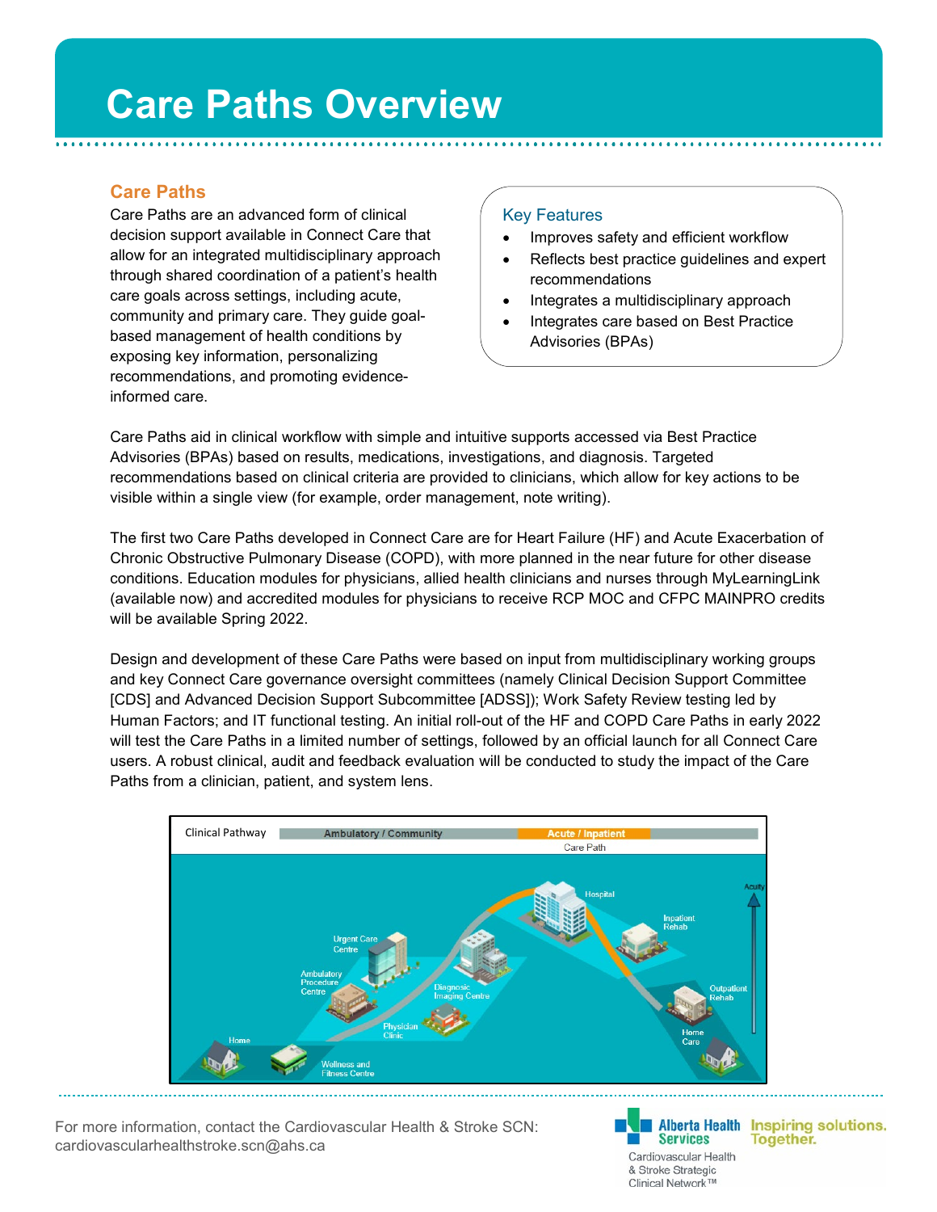# Care Paths Overview

## Care Paths

Care Paths are an advanced form of clinical decision support available in Connect Care that allow for an integrated multidisciplinary approach through shared coordination of a patient's health care goals across settings, including acute, community and primary care. They guide goal-based management of health conditions by exposing key information, personalizing recommendations, and promoting evidence-informed care.

### Key Features

- Improves safety and efficient workflow
- Reflects best practice guidelines and expert recommendations
- Integrates a multidisciplinary approach
- Integrates care based on Best Practice Advisories (BPAs)

Care Paths aid in clinical workflow with simple and intuitive supports accessed via Best Practice Advisories (BPAs) based on results, medications, investigations, and diagnosis. Targeted recommendations based on clinical criteria are provided to clinicians, which allow for key actions to be visible within a single view (for example, order management, note writing).

The first two Care Paths developed in Connect Care are for Heart Failure (HF) and Acute Exacerbation of Chronic Obstructive Pulmonary Disease (COPD), with more planned in the near future for other disease conditions. Education modules for physicians, allied health clinicians and nurses through MyLearningLink (available now) and accredited modules for physicians to receive RCP MOC and CFPC MAINPRO credits will be available Spring 2022.

Design and development of these Care Paths were based on input from multidisciplinary working groups and key Connect Care governance oversight committees (namely Clinical Decision Support Committee [CDS] and Advanced Decision Support Subcommittee [ADSS]); Work Safety Review testing led by Human Factors; and IT functional testing. An initial roll-out of the HF and COPD Care Paths in early 2022 will test the Care Paths in a limited number of settings, followed by an official launch for all Connect Care users. A robust clinical, audit and feedback evaluation will be conducted to study the impact of the Care Paths from a clinician, patient, and system lens.

Clinical Pathway — Ambulatory / Community — Acute / Inpatient — Care Path

Home, Wellness and Fitness Centre, Ambulatory Procedure Centre, Urgent Care Centre, Physician Clinic, Diagnosic Imaging Centre, Hospital, Inpatient Rehab, Outpatient Rehab, Home Care, Acuity

For more information, contact the Cardiovascular Health & Stroke SCN: cardiovascularhealthstroke.scn@ahs.ca

Alberta Health Services — Cardiovascular Health & Stroke Strategic Clinical Network™ — Inspiring solutions. Together.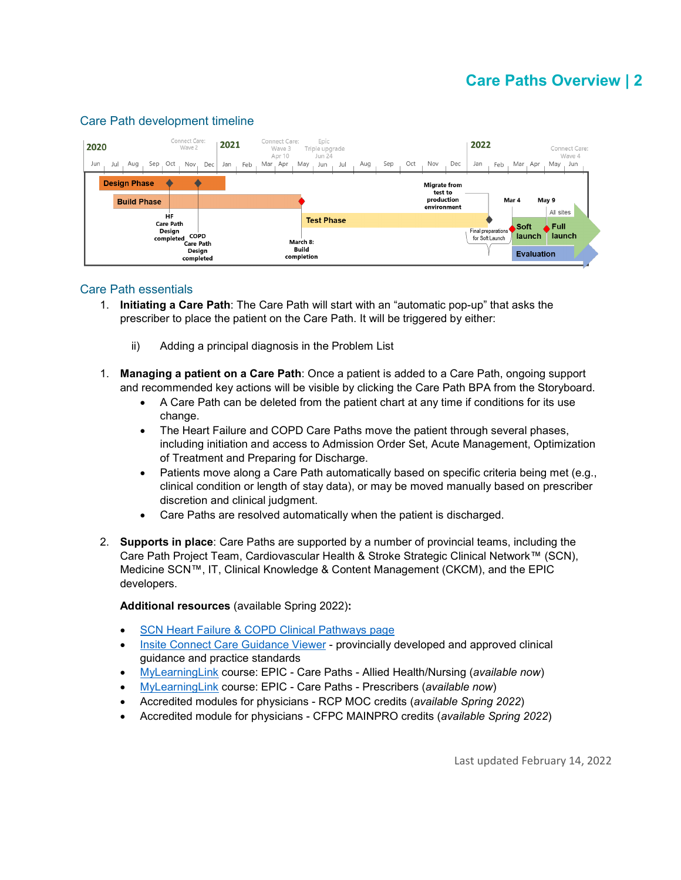## Care Paths Overview | 2

### Care Path development timeline

2020 2021 2022

Connect Care: Wave 2

Connect Care: Wave 3 Apr 10

Epic Triple upgrade Jun 24

Connect Care: Wave 4

Jun Jul Aug Sep Oct Nov Dec Jan Feb Mar Apr May Jun Jul Aug Sep Oct Nov Dec Jan Feb Mar Apr May Jun

Design Phase

Build Phase

Test Phase

HF Care Path Design completed

COPD Care Path Design completed

March 8: Build completion

Migrate from test to production environment

Final preparations for Soft Launch

Mar 4

May 9

All sites

Soft launch

Full launch

Evaluation

### Care Path essentials

1. **Initiating a Care Path**: The Care Path will start with an "automatic pop-up" that asks the prescriber to place the patient on the Care Path. It will be triggered by either:

    ii) Adding a principal diagnosis in the Problem List

1. **Managing a patient on a Care Path**: Once a patient is added to a Care Path, ongoing support and recommended key actions will be visible by clicking the Care Path BPA from the Storyboard.
    - A Care Path can be deleted from the patient chart at any time if conditions for its use change.
    - The Heart Failure and COPD Care Paths move the patient through several phases, including initiation and access to Admission Order Set, Acute Management, Optimization of Treatment and Preparing for Discharge.
    - Patients move along a Care Path automatically based on specific criteria being met (e.g., clinical condition or length of stay data), or may be moved manually based on prescriber discretion and clinical judgment.
    - Care Paths are resolved automatically when the patient is discharged.

2. **Supports in place**: Care Paths are supported by a number of provincial teams, including the Care Path Project Team, Cardiovascular Health & Stroke Strategic Clinical Network™ (SCN), Medicine SCN™, IT, Clinical Knowledge & Content Management (CKCM), and the EPIC developers.

    **Additional resources** (available Spring 2022)**:**

    - SCN Heart Failure & COPD Clinical Pathways page
    - Insite Connect Care Guidance Viewer - provincially developed and approved clinical guidance and practice standards
    - MyLearningLink course: EPIC - Care Paths - Allied Health/Nursing (*available now*)
    - MyLearningLink course: EPIC - Care Paths - Prescribers (*available now*)
    - Accredited modules for physicians - RCP MOC credits (*available Spring 2022*)
    - Accredited module for physicians - CFPC MAINPRO credits (*available Spring 2022*)

Last updated February 14, 2022